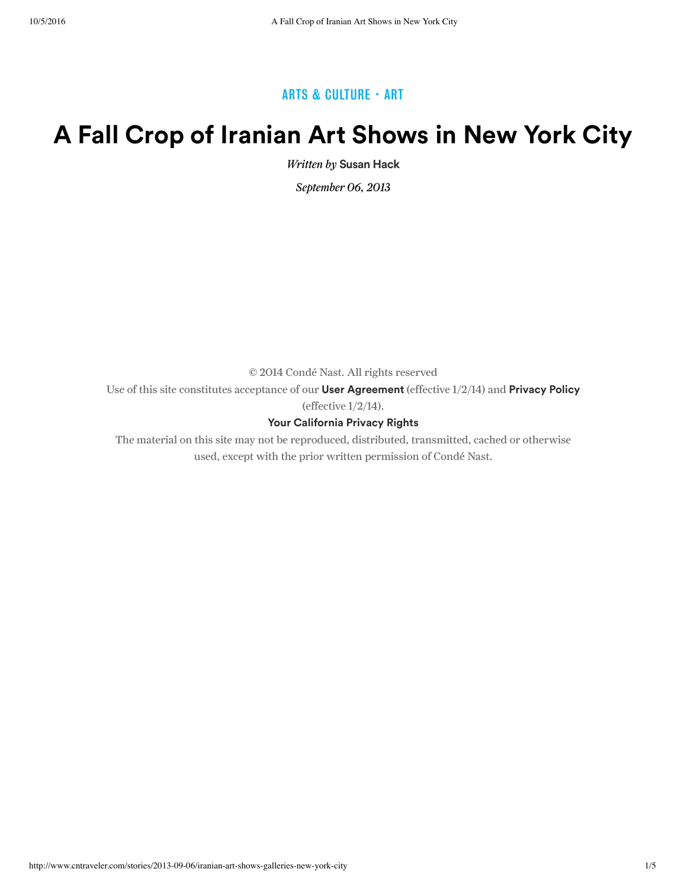ARTS & CULTURE • ART

# A Fall Crop of Iranian Art Shows in New York City

*Written by* **Susan Hack**

*September 06, 2013*

© 2014 Condé Nast. All rights reserved

Use of this site constitutes acceptance of our **User Agreement** (effective 1/2/14) and **Privacy Policy** (effective 1/2/14).

**Your California Privacy Rights**

The material on this site may not be reproduced, distributed, transmitted, cached or otherwise used, except with the prior written permission of Condé Nast.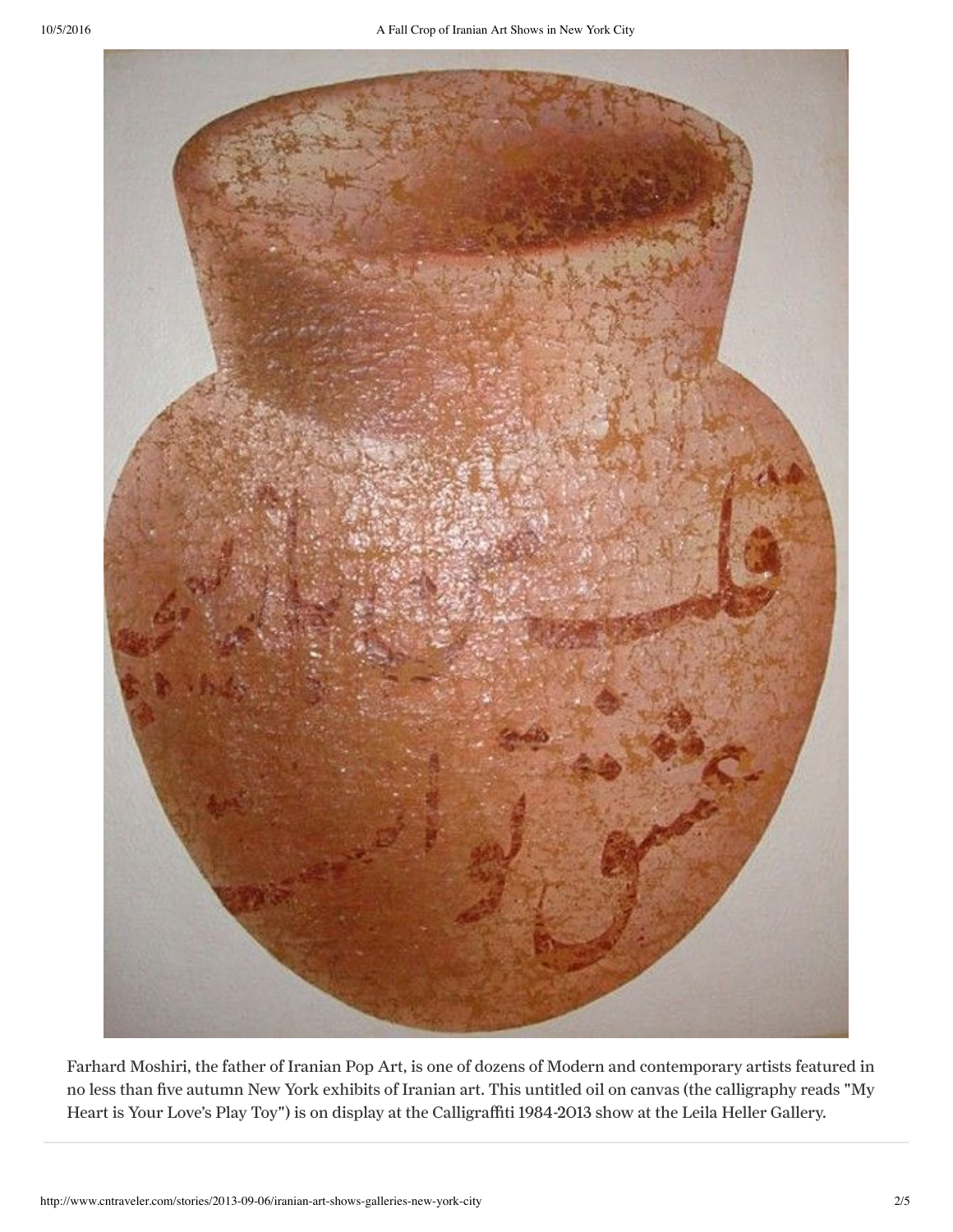Farhard Moshiri, the father of Iranian Pop Art, is one of dozens of Modern and contemporary artists featured in no less than five autumn New York exhibits of Iranian art. This untitled oil on canvas (the calligraphy reads "My Heart is Your Love's Play Toy") is on display at the Calligraffiti 1984-2013 show at the Leila Heller Gallery.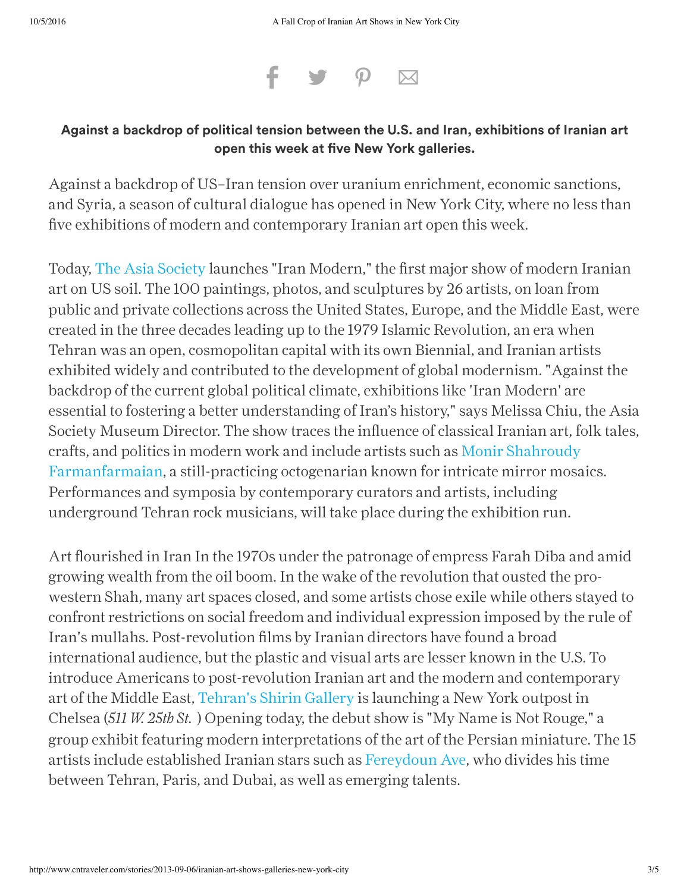**Against a backdrop of political tension between the U.S. and Iran, exhibitions of Iranian art open this week at five New York galleries.**

Against a backdrop of US–Iran tension over uranium enrichment, economic sanctions, and Syria, a season of cultural dialogue has opened in New York City, where no less than five exhibitions of modern and contemporary Iranian art open this week.

Today, The Asia Society launches "Iran Modern," the first major show of modern Iranian art on US soil. The 100 paintings, photos, and sculptures by 26 artists, on loan from public and private collections across the United States, Europe, and the Middle East, were created in the three decades leading up to the 1979 Islamic Revolution, an era when Tehran was an open, cosmopolitan capital with its own Biennial, and Iranian artists exhibited widely and contributed to the development of global modernism. "Against the backdrop of the current global political climate, exhibitions like 'Iran Modern' are essential to fostering a better understanding of Iran's history," says Melissa Chiu, the Asia Society Museum Director. The show traces the influence of classical Iranian art, folk tales, crafts, and politics in modern work and include artists such as Monir Shahroudy Farmanfarmaian, a still-practicing octogenarian known for intricate mirror mosaics. Performances and symposia by contemporary curators and artists, including underground Tehran rock musicians, will take place during the exhibition run.

Art flourished in Iran In the 1970s under the patronage of empress Farah Diba and amid growing wealth from the oil boom. In the wake of the revolution that ousted the pro-western Shah, many art spaces closed, and some artists chose exile while others stayed to confront restrictions on social freedom and individual expression imposed by the rule of Iran's mullahs. Post-revolution films by Iranian directors have found a broad international audience, but the plastic and visual arts are lesser known in the U.S. To introduce Americans to post-revolution Iranian art and the modern and contemporary art of the Middle East, Tehran's Shirin Gallery is launching a New York outpost in Chelsea (*511 W. 25th St.* ) Opening today, the debut show is "My Name is Not Rouge," a group exhibit featuring modern interpretations of the art of the Persian miniature. The 15 artists include established Iranian stars such as Fereydoun Ave, who divides his time between Tehran, Paris, and Dubai, as well as emerging talents.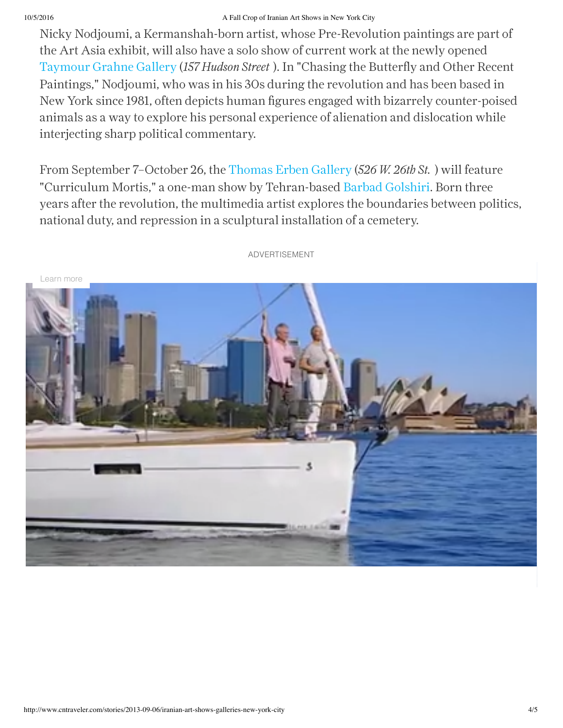Nicky Nodjoumi, a Kermanshah-born artist, whose Pre-Revolution paintings are part of the Art Asia exhibit, will also have a solo show of current work at the newly opened Taymour Grahne Gallery (*157 Hudson Street* ). In "Chasing the Butterfly and Other Recent Paintings," Nodjoumi, who was in his 30s during the revolution and has been based in New York since 1981, often depicts human figures engaged with bizarrely counter-poised animals as a way to explore his personal experience of alienation and dislocation while interjecting sharp political commentary.

From September 7–October 26, the Thomas Erben Gallery (*526 W. 26th St.* ) will feature "Curriculum Mortis," a one-man show by Tehran-based Barbad Golshiri. Born three years after the revolution, the multimedia artist explores the boundaries between politics, national duty, and repression in a sculptural installation of a cemetery.

ADVERTISEMENT

Learn more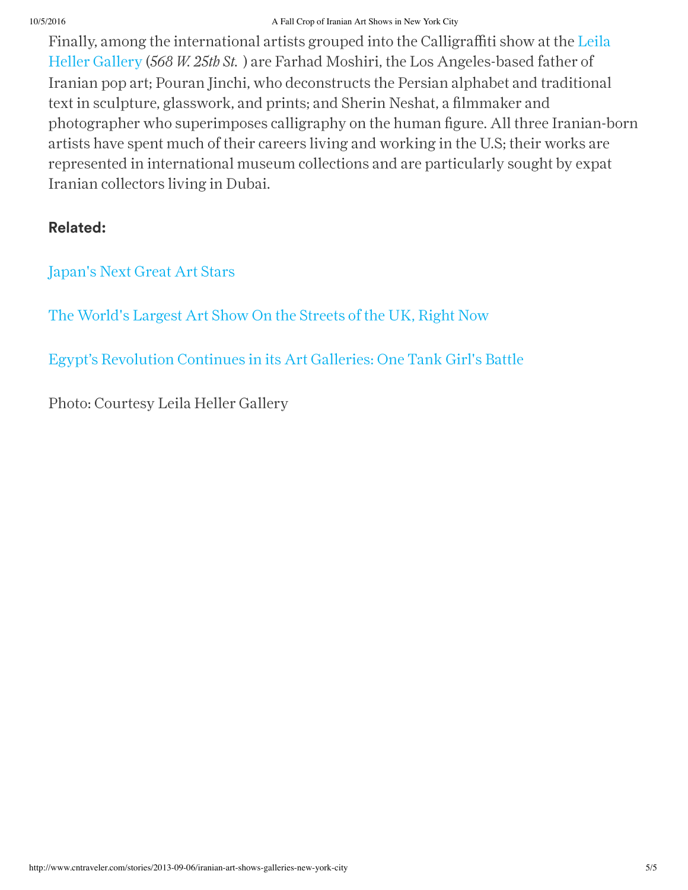Finally, among the international artists grouped into the Calligraffiti show at the Leila Heller Gallery (*568 W. 25th St.* ) are Farhad Moshiri, the Los Angeles-based father of Iranian pop art; Pouran Jinchi, who deconstructs the Persian alphabet and traditional text in sculpture, glasswork, and prints; and Sherin Neshat, a filmmaker and photographer who superimposes calligraphy on the human figure. All three Iranian-born artists have spent much of their careers living and working in the U.S; their works are represented in international museum collections and are particularly sought by expat Iranian collectors living in Dubai.

**Related:**

Japan's Next Great Art Stars

The World's Largest Art Show On the Streets of the UK, Right Now

Egypt's Revolution Continues in its Art Galleries: One Tank Girl's Battle

Photo: Courtesy Leila Heller Gallery